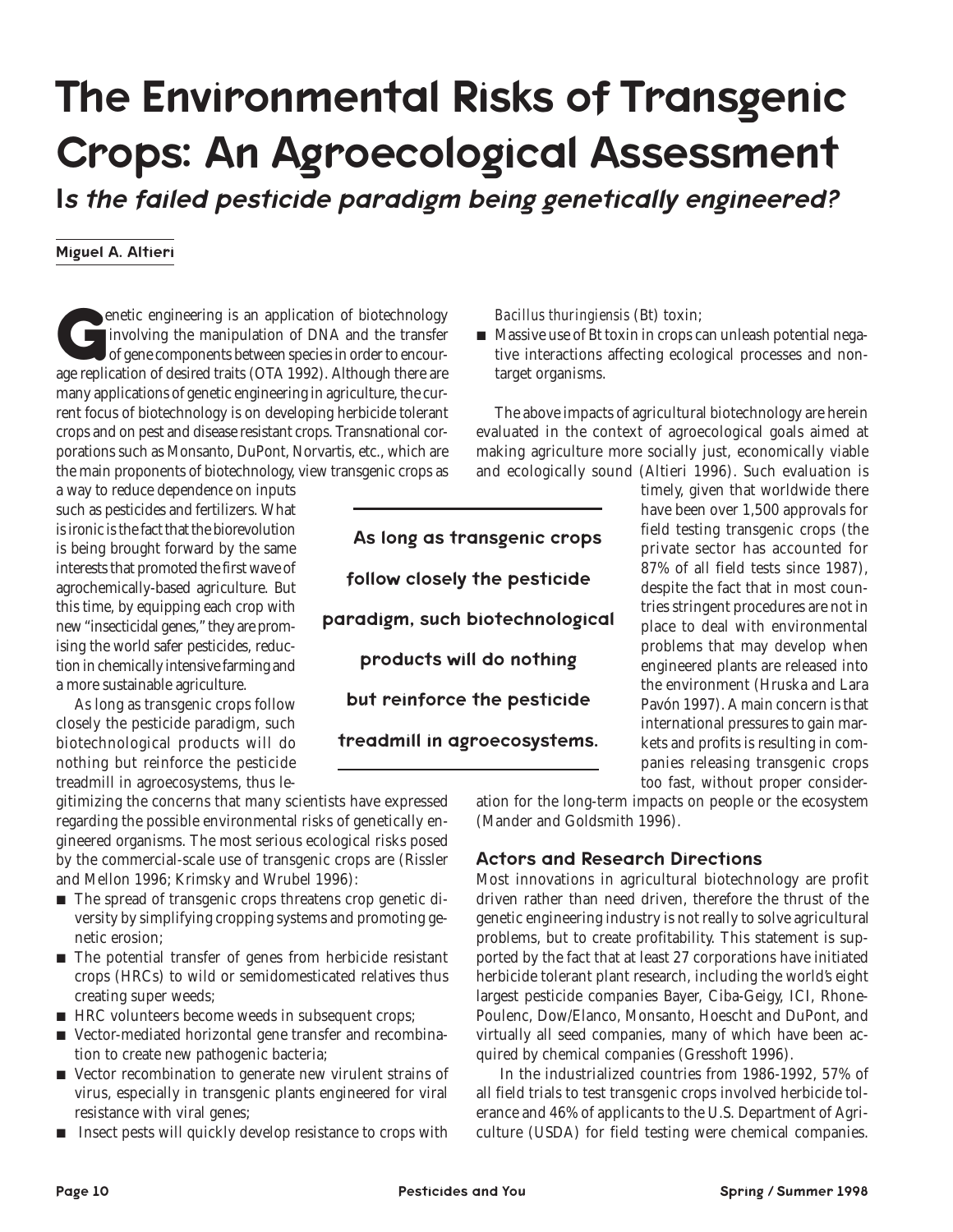# The Environmental Risks of Transgenic Crops: An Agroecological Assessment

## *Is the failed pesticide paradigm being genetically engineered?*

**Miguel A. Altieri**

Genetic engineering is an application of biotechnology involving the manipulation of DNA and the transfer of gene components between species in order to encourage replication of desired traits (OTA 1992). Although there are many applications of genetic engineering in agriculture, the current focus of biotechnology is on developing herbicide tolerant crops and on pest and disease resistant crops. Transnational corporations such as Monsanto, DuPont, Norvartis, etc., which are the main proponents of biotechnology, view transgenic crops as a way to reduce dependence on inputs such as pesticides and fertilizers. What is ironic is the fact that the biorevolution is being brought forward by the same interests that promoted the first wave of agrochemically-based agriculture. But this time, by equipping each crop with new "insecticidal genes," they are promising the world safer pesticides, reduction in chemically intensive farming and a more sustainable agriculture.

As long as transgenic crops follow closely the pesticide paradigm, such biotechnological products will do nothing but reinforce the pesticide treadmill in agroecosystems, thus legitimizing the concerns that many scientists have expressed regarding the possible environmental risks of genetically engineered organisms. The most serious ecological risks posed by the commercial-scale use of transgenic crops are (Rissler and Mellon 1996; Krimsky and Wrubel 1996):

- The spread of transgenic crops threatens crop genetic diversity by simplifying cropping systems and promoting genetic erosion;
- The potential transfer of genes from herbicide resistant crops (HRCs) to wild or semidomesticated relatives thus creating super weeds;
- HRC volunteers become weeds in subsequent crops;
- Vector-mediated horizontal gene transfer and recombination to create new pathogenic bacteria;
- Vector recombination to generate new virulent strains of virus, especially in transgenic plants engineered for viral resistance with viral genes;
- Insect pests will quickly develop resistance to crops with *Bacillus thuringiensis* (Bt) toxin;
- Massive use of Bt toxin in crops can unleash potential negative interactions affecting ecological processes and non-target organisms.

The above impacts of agricultural biotechnology are herein evaluated in the context of agroecological goals aimed at making agriculture more socially just, economically viable and ecologically sound (Altieri 1996). Such evaluation is timely, given that worldwide there have been over 1,500 approvals for field testing transgenic crops (the private sector has accounted for 87% of all field tests since 1987), despite the fact that in most countries stringent procedures are not in place to deal with environmental problems that may develop when engineered plants are released into the environment (Hruska and Lara Pavón 1997). A main concern is that international pressures to gain markets and profits is resulting in companies releasing transgenic crops too fast, without proper consideration for the long-term impacts on people or the ecosystem (Mander and Goldsmith 1996).

> **As long as transgenic crops follow closely the pesticide paradigm, such biotechnological products will do nothing but reinforce the pesticide treadmill in agroecosystems.**

### Actors and Research Directions

Most innovations in agricultural biotechnology are profit driven rather than need driven, therefore the thrust of the genetic engineering industry is not really to solve agricultural problems, but to create profitability. This statement is supported by the fact that at least 27 corporations have initiated herbicide tolerant plant research, including the world's eight largest pesticide companies Bayer, Ciba-Geigy, ICI, Rhone-Poulenc, Dow/Elanco, Monsanto, Hoescht and DuPont, and virtually all seed companies, many of which have been acquired by chemical companies (Gresshoft 1996).

In the industrialized countries from 1986-1992, 57% of all field trials to test transgenic crops involved herbicide tolerance and 46% of applicants to the U.S. Department of Agriculture (USDA) for field testing were chemical companies.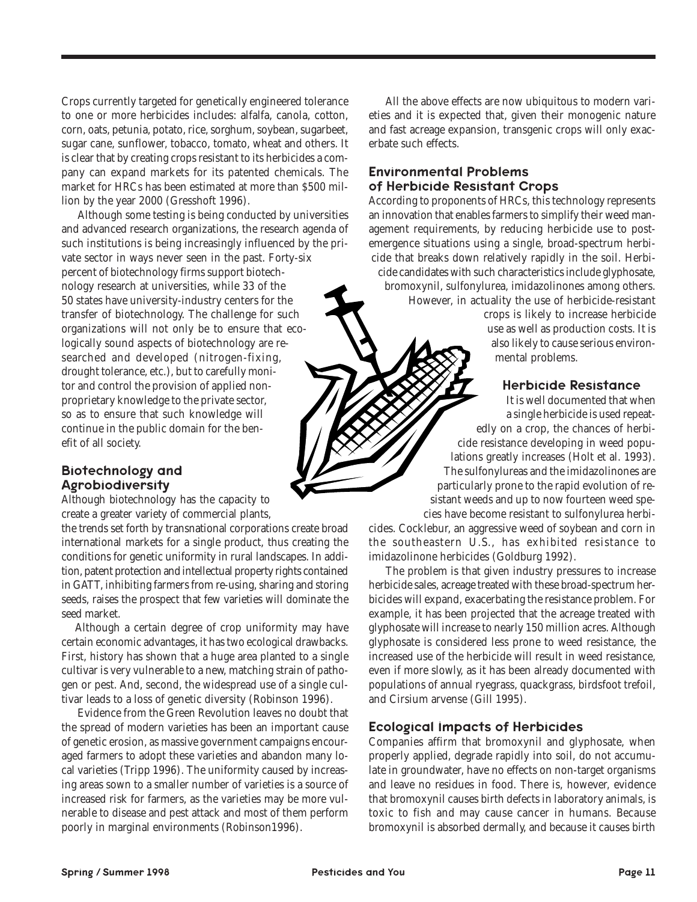Crops currently targeted for genetically engineered tolerance to one or more herbicides includes: alfalfa, canola, cotton, corn, oats, petunia, potato, rice, sorghum, soybean, sugarbeet, sugar cane, sunflower, tobacco, tomato, wheat and others. It is clear that by creating crops resistant to its herbicides a company can expand markets for its patented chemicals. The market for HRCs has been estimated at more than $500 million by the year 2000 (Gresshoft 1996).

Although some testing is being conducted by universities and advanced research organizations, the research agenda of such institutions is being increasingly influenced by the private sector in ways never seen in the past. Forty-six percent of biotechnology firms support biotechnology research at universities, while 33 of the 50 states have university-industry centers for the transfer of biotechnology. The challenge for such organizations will not only be to ensure that ecologically sound aspects of biotechnology are researched and developed (nitrogen-fixing, drought tolerance, etc.), but to carefully monitor and control the provision of applied non-proprietary knowledge to the private sector, so as to ensure that such knowledge will continue in the public domain for the benefit of all society.

## Biotechnology and Agrobiodiversity

Although biotechnology has the capacity to create a greater variety of commercial plants, the trends set forth by transnational corporations create broad international markets for a single product, thus creating the conditions for genetic uniformity in rural landscapes. In addition, patent protection and intellectual property rights contained in GATT, inhibiting farmers from re-using, sharing and storing seeds, raises the prospect that few varieties will dominate the seed market.

Although a certain degree of crop uniformity may have certain economic advantages, it has two ecological drawbacks. First, history has shown that a huge area planted to a single cultivar is very vulnerable to a new, matching strain of pathogen or pest. And, second, the widespread use of a single cultivar leads to a loss of genetic diversity (Robinson 1996).

Evidence from the Green Revolution leaves no doubt that the spread of modern varieties has been an important cause of genetic erosion, as massive government campaigns encouraged farmers to adopt these varieties and abandon many local varieties (Tripp 1996). The uniformity caused by increasing areas sown to a smaller number of varieties is a source of increased risk for farmers, as the varieties may be more vulnerable to disease and pest attack and most of them perform poorly in marginal environments (Robinson1996).

All the above effects are now ubiquitous to modern varieties and it is expected that, given their monogenic nature and fast acreage expansion, transgenic crops will only exacerbate such effects.

## Environmental Problems of Herbicide Resistant Crops

According to proponents of HRCs, this technology represents an innovation that enables farmers to simplify their weed management requirements, by reducing herbicide use to post-emergence situations using a single, broad-spectrum herbicide that breaks down relatively rapidly in the soil. Herbicide candidates with such characteristics include glyphosate, bromoxynil, sulfonylurea, imidazolinones among others. However, in actuality the use of herbicide-resistant crops is likely to increase herbicide use as well as production costs. It is also likely to cause serious environmental problems.

### Herbicide Resistance

It is well documented that when a single herbicide is used repeatedly on a crop, the chances of herbicide resistance developing in weed populations greatly increases (Holt et al. 1993). The sulfonylureas and the imidazolinones are particularly prone to the rapid evolution of resistant weeds and up to now fourteen weed species have become resistant to sulfonylurea herbicides. Cocklebur, an aggressive weed of soybean and corn in the southeastern U.S., has exhibited resistance to imidazolinone herbicides (Goldburg 1992).

The problem is that given industry pressures to increase herbicide sales, acreage treated with these broad-spectrum herbicides will expand, exacerbating the resistance problem. For example, it has been projected that the acreage treated with glyphosate will increase to nearly 150 million acres. Although glyphosate is considered less prone to weed resistance, the increased use of the herbicide will result in weed resistance, even if more slowly, as it has been already documented with populations of annual ryegrass, quackgrass, birdsfoot trefoil, and Cirsium arvense (Gill 1995).

## Ecological Impacts of Herbicides

Companies affirm that bromoxynil and glyphosate, when properly applied, degrade rapidly into soil, do not accumulate in groundwater, have no effects on non-target organisms and leave no residues in food. There is, however, evidence that bromoxynil causes birth defects in laboratory animals, is toxic to fish and may cause cancer in humans. Because bromoxynil is absorbed dermally, and because it causes birth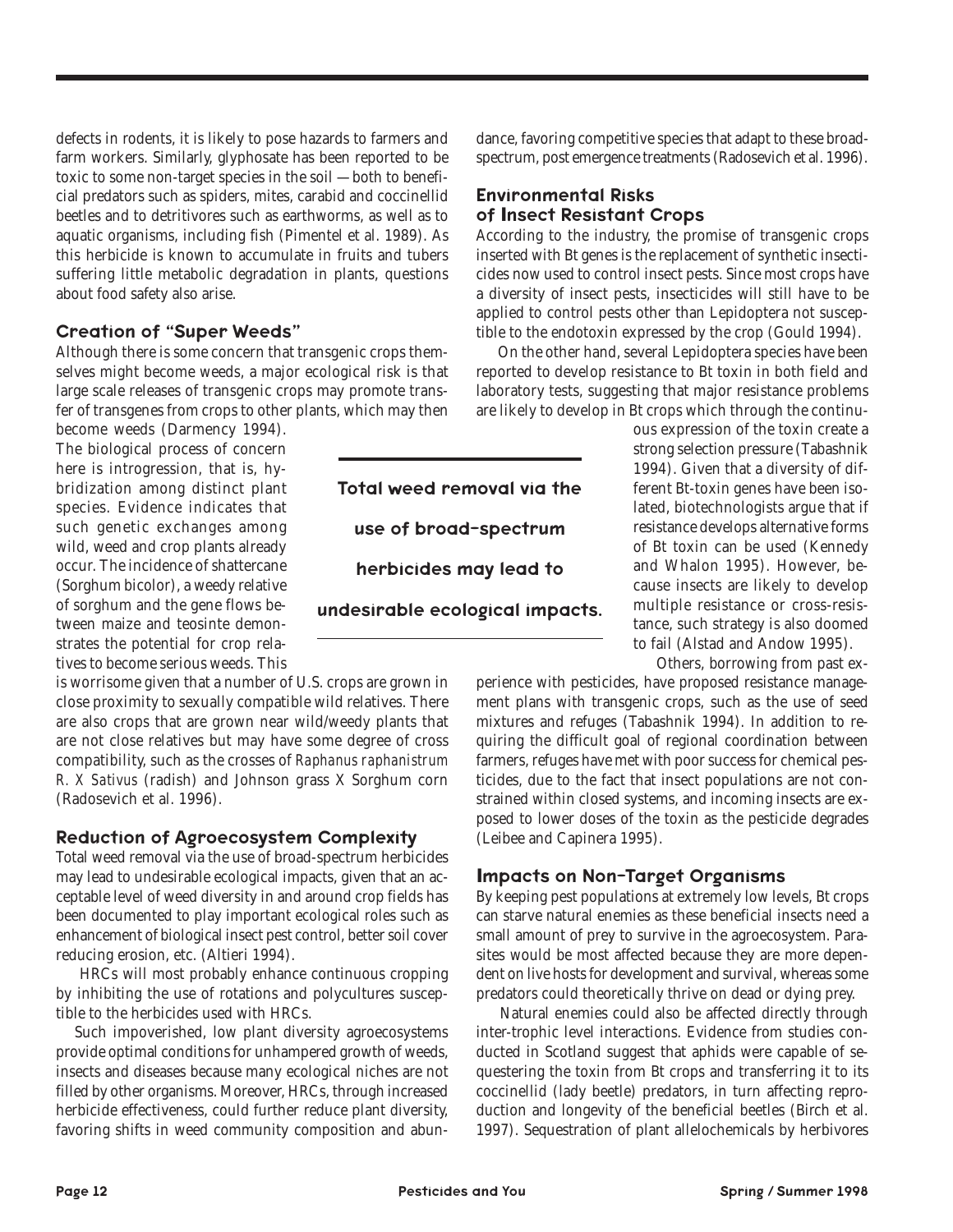defects in rodents, it is likely to pose hazards to farmers and farm workers. Similarly, glyphosate has been reported to be toxic to some non-target species in the soil — both to beneficial predators such as spiders, mites, carabid and coccinellid beetles and to detritivores such as earthworms, as well as to aquatic organisms, including fish (Pimentel et al. 1989). As this herbicide is known to accumulate in fruits and tubers suffering little metabolic degradation in plants, questions about food safety also arise.

## Creation of "Super Weeds"

Although there is some concern that transgenic crops themselves might become weeds, a major ecological risk is that large scale releases of transgenic crops may promote transfer of transgenes from crops to other plants, which may then become weeds (Darmency 1994). The biological process of concern here is introgression, that is, hybridization among distinct plant species. Evidence indicates that such genetic exchanges among wild, weed and crop plants already occur. The incidence of shattercane (Sorghum bicolor), a weedy relative of sorghum and the gene flows between maize and teosinte demonstrates the potential for crop relatives to become serious weeds. This is worrisome given that a number of U.S. crops are grown in close proximity to sexually compatible wild relatives. There are also crops that are grown near wild/weedy plants that are not close relatives but may have some degree of cross compatibility, such as the crosses of *Raphanus raphanistrum R. X Sativus* (radish) and Johnson grass X Sorghum corn (Radosevich et al. 1996).

## Reduction of Agroecosystem Complexity

Total weed removal via the use of broad-spectrum herbicides may lead to undesirable ecological impacts, given that an acceptable level of weed diversity in and around crop fields has been documented to play important ecological roles such as enhancement of biological insect pest control, better soil cover reducing erosion, etc. (Altieri 1994).

HRCs will most probably enhance continuous cropping by inhibiting the use of rotations and polycultures susceptible to the herbicides used with HRCs.

Such impoverished, low plant diversity agroecosystems provide optimal conditions for unhampered growth of weeds, insects and diseases because many ecological niches are not filled by other organisms. Moreover, HRCs, through increased herbicide effectiveness, could further reduce plant diversity, favoring shifts in weed community composition and abundance, favoring competitive species that adapt to these broad-spectrum, post emergence treatments (Radosevich et al. 1996).

> **Total weed removal via the use of broad-spectrum herbicides may lead to undesirable ecological impacts.**

## Environmental Risks of Insect Resistant Crops

According to the industry, the promise of transgenic crops inserted with Bt genes is the replacement of synthetic insecticides now used to control insect pests. Since most crops have a diversity of insect pests, insecticides will still have to be applied to control pests other than Lepidoptera not susceptible to the endotoxin expressed by the crop (Gould 1994).

On the other hand, several Lepidoptera species have been reported to develop resistance to Bt toxin in both field and laboratory tests, suggesting that major resistance problems are likely to develop in Bt crops which through the continuous expression of the toxin create a strong selection pressure (Tabashnik 1994). Given that a diversity of different Bt-toxin genes have been isolated, biotechnologists argue that if resistance develops alternative forms of Bt toxin can be used (Kennedy and Whalon 1995). However, because insects are likely to develop multiple resistance or cross-resistance, such strategy is also doomed to fail (Alstad and Andow 1995).

Others, borrowing from past experience with pesticides, have proposed resistance management plans with transgenic crops, such as the use of seed mixtures and refuges (Tabashnik 1994). In addition to requiring the difficult goal of regional coordination between farmers, refuges have met with poor success for chemical pesticides, due to the fact that insect populations are not constrained within closed systems, and incoming insects are exposed to lower doses of the toxin as the pesticide degrades (Leibee and Capinera 1995).

## Impacts on Non-Target Organisms

By keeping pest populations at extremely low levels, Bt crops can starve natural enemies as these beneficial insects need a small amount of prey to survive in the agroecosystem. Parasites would be most affected because they are more dependent on live hosts for development and survival, whereas some predators could theoretically thrive on dead or dying prey.

Natural enemies could also be affected directly through inter-trophic level interactions. Evidence from studies conducted in Scotland suggest that aphids were capable of sequestering the toxin from Bt crops and transferring it to its coccinellid (lady beetle) predators, in turn affecting reproduction and longevity of the beneficial beetles (Birch et al. 1997). Sequestration of plant allelochemicals by herbivores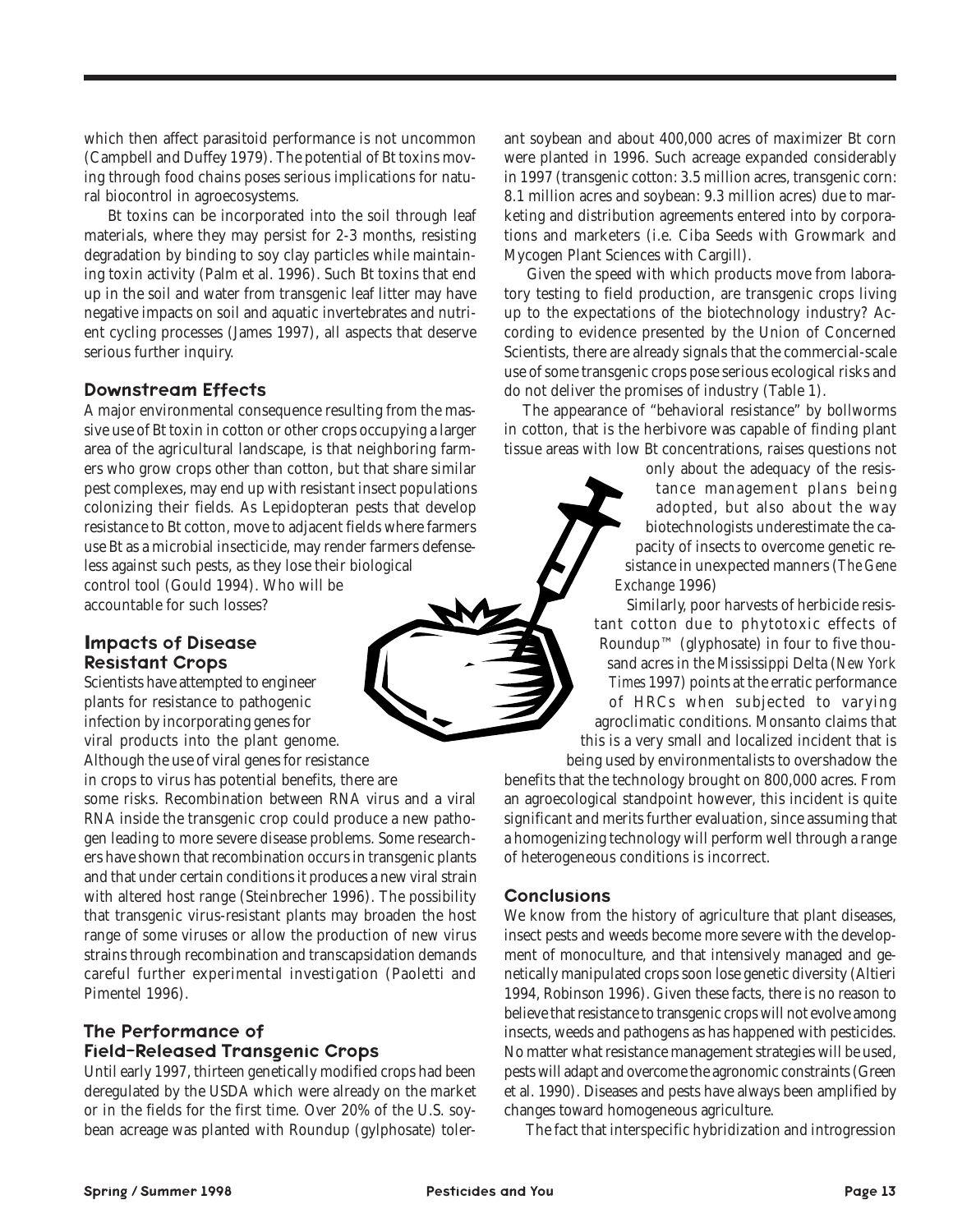which then affect parasitoid performance is not uncommon (Campbell and Duffey 1979). The potential of Bt toxins moving through food chains poses serious implications for natural biocontrol in agroecosystems.

Bt toxins can be incorporated into the soil through leaf materials, where they may persist for 2-3 months, resisting degradation by binding to soy clay particles while maintaining toxin activity (Palm et al. 1996). Such Bt toxins that end up in the soil and water from transgenic leaf litter may have negative impacts on soil and aquatic invertebrates and nutrient cycling processes (James 1997), all aspects that deserve serious further inquiry.

## Downstream Effects

A major environmental consequence resulting from the massive use of Bt toxin in cotton or other crops occupying a larger area of the agricultural landscape, is that neighboring farmers who grow crops other than cotton, but that share similar pest complexes, may end up with resistant insect populations colonizing their fields. As Lepidopteran pests that develop resistance to Bt cotton, move to adjacent fields where farmers use Bt as a microbial insecticide, may render farmers defenseless against such pests, as they lose their biological control tool (Gould 1994). Who will be accountable for such losses?

## Impacts of Disease Resistant Crops

Scientists have attempted to engineer plants for resistance to pathogenic infection by incorporating genes for viral products into the plant genome. Although the use of viral genes for resistance in crops to virus has potential benefits, there are some risks. Recombination between RNA virus and a viral RNA inside the transgenic crop could produce a new pathogen leading to more severe disease problems. Some researchers have shown that recombination occurs in transgenic plants and that under certain conditions it produces a new viral strain with altered host range (Steinbrecher 1996). The possibility that transgenic virus-resistant plants may broaden the host range of some viruses or allow the production of new virus strains through recombination and transcapsidation demands careful further experimental investigation (Paoletti and Pimentel 1996).

## The Performance of Field-Released Transgenic Crops

Until early 1997, thirteen genetically modified crops had been deregulated by the USDA which were already on the market or in the fields for the first time. Over 20% of the U.S. soybean acreage was planted with Roundup (gylphosate) tolerant soybean and about 400,000 acres of maximizer Bt corn were planted in 1996. Such acreage expanded considerably in 1997 (transgenic cotton: 3.5 million acres, transgenic corn: 8.1 million acres and soybean: 9.3 million acres) due to marketing and distribution agreements entered into by corporations and marketers (i.e. Ciba Seeds with Growmark and Mycogen Plant Sciences with Cargill).

Given the speed with which products move from laboratory testing to field production, are transgenic crops living up to the expectations of the biotechnology industry? According to evidence presented by the Union of Concerned Scientists, there are already signals that the commercial-scale use of some transgenic crops pose serious ecological risks and do not deliver the promises of industry (Table 1).

The appearance of "behavioral resistance" by bollworms in cotton, that is the herbivore was capable of finding plant tissue areas with low Bt concentrations, raises questions not only about the adequacy of the resistance management plans being adopted, but also about the way biotechnologists underestimate the capacity of insects to overcome genetic resistance in unexpected manners (*The Gene Exchange* 1996)

Similarly, poor harvests of herbicide resistant cotton due to phytotoxic effects of Roundup™ (glyphosate) in four to five thousand acres in the Mississippi Delta (*New York Times* 1997) points at the erratic performance of HRCs when subjected to varying agroclimatic conditions. Monsanto claims that this is a very small and localized incident that is being used by environmentalists to overshadow the benefits that the technology brought on 800,000 acres. From an agroecological standpoint however, this incident is quite significant and merits further evaluation, since assuming that a homogenizing technology will perform well through a range of heterogeneous conditions is incorrect.

## Conclusions

We know from the history of agriculture that plant diseases, insect pests and weeds become more severe with the development of monoculture, and that intensively managed and genetically manipulated crops soon lose genetic diversity (Altieri 1994, Robinson 1996). Given these facts, there is no reason to believe that resistance to transgenic crops will not evolve among insects, weeds and pathogens as has happened with pesticides. No matter what resistance management strategies will be used, pests will adapt and overcome the agronomic constraints (Green et al. 1990). Diseases and pests have always been amplified by changes toward homogeneous agriculture.

The fact that interspecific hybridization and introgression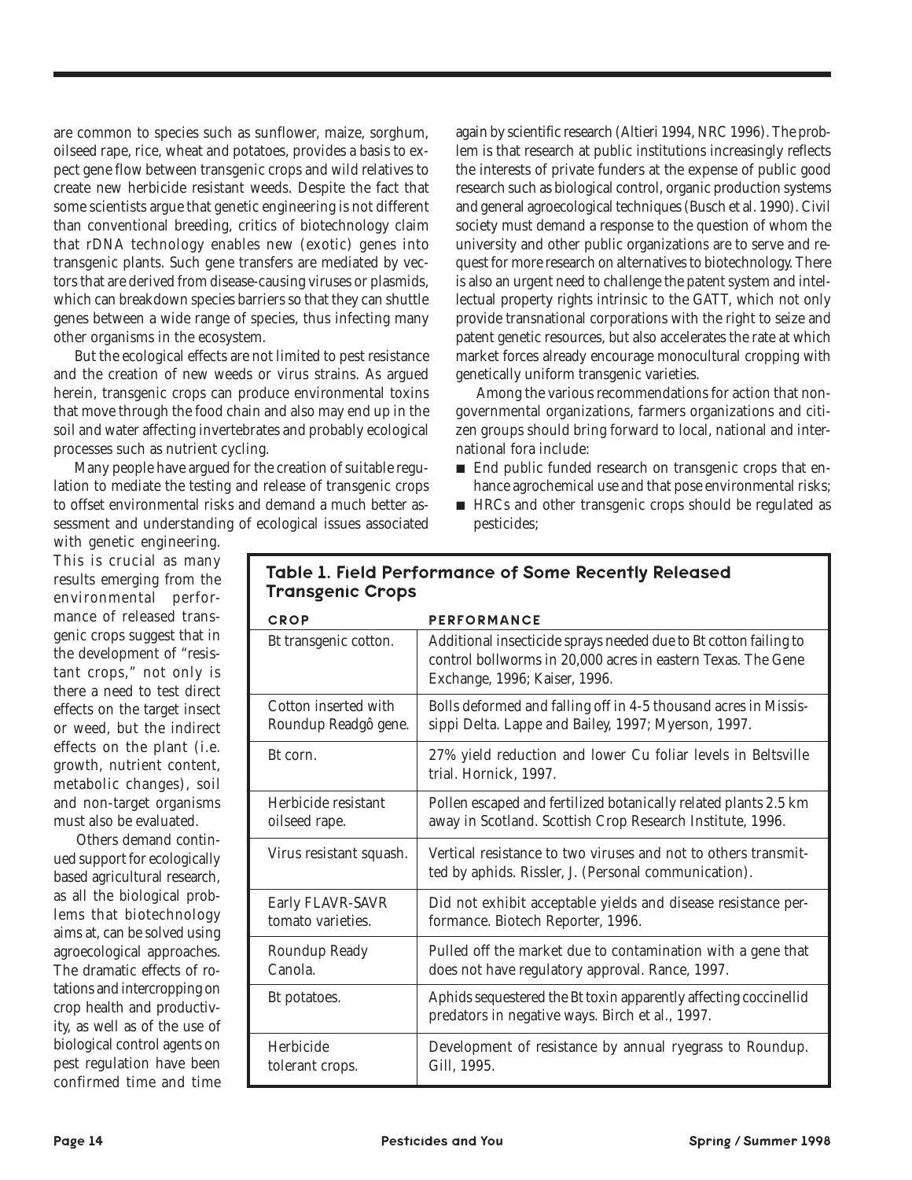are common to species such as sunflower, maize, sorghum, oilseed rape, rice, wheat and potatoes, provides a basis to expect gene flow between transgenic crops and wild relatives to create new herbicide resistant weeds. Despite the fact that some scientists argue that genetic engineering is not different than conventional breeding, critics of biotechnology claim that rDNA technology enables new (exotic) genes into transgenic plants. Such gene transfers are mediated by vectors that are derived from disease-causing viruses or plasmids, which can breakdown species barriers so that they can shuttle genes between a wide range of species, thus infecting many other organisms in the ecosystem.

But the ecological effects are not limited to pest resistance and the creation of new weeds or virus strains. As argued herein, transgenic crops can produce environmental toxins that move through the food chain and also may end up in the soil and water affecting invertebrates and probably ecological processes such as nutrient cycling.

Many people have argued for the creation of suitable regulation to mediate the testing and release of transgenic crops to offset environmental risks and demand a much better assessment and understanding of ecological issues associated with genetic engineering. This is crucial as many results emerging from the environmental performance of released transgenic crops suggest that in the development of "resistant crops," not only is there a need to test direct effects on the target insect or weed, but the indirect effects on the plant (i.e. growth, nutrient content, metabolic changes), soil and non-target organisms must also be evaluated.

Others demand continued support for ecologically based agricultural research, as all the biological problems that biotechnology aims at, can be solved using agroecological approaches. The dramatic effects of rotations and intercropping on crop health and productivity, as well as of the use of biological control agents on pest regulation have been confirmed time and time again by scientific research (Altieri 1994, NRC 1996). The problem is that research at public institutions increasingly reflects the interests of private funders at the expense of public good research such as biological control, organic production systems and general agroecological techniques (Busch et al. 1990). Civil society must demand a response to the question of whom the university and other public organizations are to serve and request for more research on alternatives to biotechnology. There is also an urgent need to challenge the patent system and intellectual property rights intrinsic to the GATT, which not only provide transnational corporations with the right to seize and patent genetic resources, but also accelerates the rate at which market forces already encourage monocultural cropping with genetically uniform transgenic varieties.

Among the various recommendations for action that non-governmental organizations, farmers organizations and citizen groups should bring forward to local, national and international fora include:

- End public funded research on transgenic crops that enhance agrochemical use and that pose environmental risks;
- HRCs and other transgenic crops should be regulated as pesticides;

**Table 1. Field Performance of Some Recently Released Transgenic Crops**

| CROP | PERFORMANCE |
|---|---|
| Bt transgenic cotton. | Additional insecticide sprays needed due to Bt cotton failing to control bollworms in 20,000 acres in eastern Texas. The Gene Exchange, 1996; Kaiser, 1996. |
| Cotton inserted with Roundup Readgô gene. | Bolls deformed and falling off in 4-5 thousand acres in Mississippi Delta. Lappe and Bailey, 1997; Myerson, 1997. |
| Bt corn. | 27% yield reduction and lower Cu foliar levels in Beltsville trial. Hornick, 1997. |
| Herbicide resistant oilseed rape. | Pollen escaped and fertilized botanically related plants 2.5 km away in Scotland. Scottish Crop Research Institute, 1996. |
| Virus resistant squash. | Vertical resistance to two viruses and not to others transmitted by aphids. Rissler, J. (Personal communication). |
| Early FLAVR-SAVR tomato varieties. | Did not exhibit acceptable yields and disease resistance performance. Biotech Reporter, 1996. |
| Roundup Ready Canola. | Pulled off the market due to contamination with a gene that does not have regulatory approval. Rance, 1997. |
| Bt potatoes. | Aphids sequestered the Bt toxin apparently affecting coccinellid predators in negative ways. Birch et al., 1997. |
| Herbicide tolerant crops. | Development of resistance by annual ryegrass to Roundup. Gill, 1995. |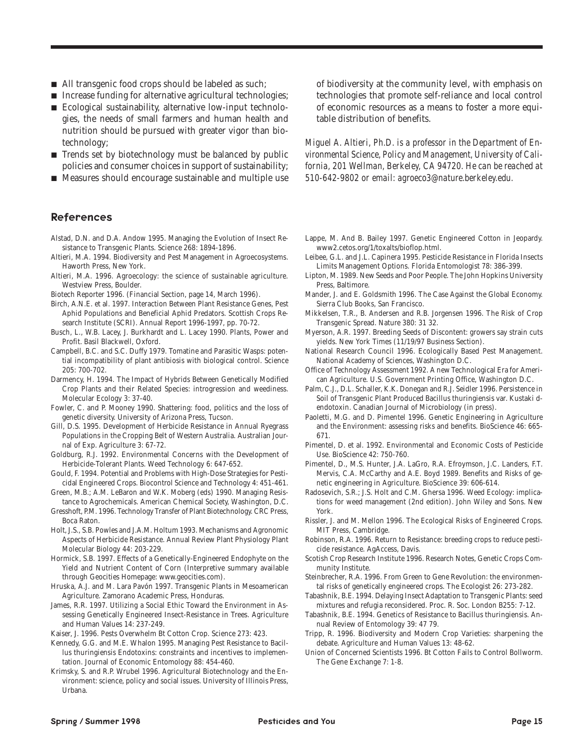- All transgenic food crops should be labeled as such;
- Increase funding for alternative agricultural technologies;
- Ecological sustainability, alternative low-input technologies, the needs of small farmers and human health and nutrition should be pursued with greater vigor than biotechnology;
- Trends set by biotechnology must be balanced by public policies and consumer choices in support of sustainability;
- Measures should encourage sustainable and multiple use of biodiversity at the community level, with emphasis on technologies that promote self-reliance and local control of economic resources as a means to foster a more equitable distribution of benefits.

*Miguel A. Altieri, Ph.D. is a professor in the Department of Environmental Science, Policy and Management, University of California, 201 Wellman, Berkeley, CA 94720. He can be reached at 510-642-9802 or email: agroeco3@nature.berkeley.edu.*

## References

Alstad, D.N. and D.A. Andow 1995. Managing the Evolution of Insect Resistance to Transgenic Plants. Science 268: 1894-1896.

Altieri, M.A. 1994. Biodiversity and Pest Management in Agroecosystems. Haworth Press, New York.

Altieri, M.A. 1996. Agroecology: the science of sustainable agriculture. Westview Press, Boulder.

Biotech Reporter 1996. (Financial Section, page 14, March 1996).

Birch, A.N.E. et al. 1997. Interaction Between Plant Resistance Genes, Pest Aphid Populations and Beneficial Aphid Predators. Scottish Crops Research Institute (SCRI). Annual Report 1996-1997, pp. 70-72.

Busch, L., W.B. Lacey, J. Burkhardt and L. Lacey 1990. Plants, Power and Profit. Basil Blackwell, Oxford.

Campbell, B.C. and S.C. Duffy 1979. Tomatine and Parasitic Wasps: potential incompatibility of plant antibiosis with biological control. Science 205: 700-702.

Darmency, H. 1994. The Impact of Hybrids Between Genetically Modified Crop Plants and their Related Species: introgression and weediness. Molecular Ecology 3: 37-40.

Fowler, C. and P. Mooney 1990. Shattering: food, politics and the loss of genetic diversity. University of Arizona Press, Tucson.

Gill, D.S. 1995. Development of Herbicide Resistance in Annual Ryegrass Populations in the Cropping Belt of Western Australia. Australian Journal of Exp. Agriculture 3: 67-72.

Goldburg, R.J. 1992. Environmental Concerns with the Development of Herbicide-Tolerant Plants. Weed Technology 6: 647-652.

Gould, F. 1994. Potential and Problems with High-Dose Strategies for Pesticidal Engineered Crops. Biocontrol Science and Technology 4: 451-461.

Green, M.B.; A.M. LeBaron and W.K. Moberg (eds) 1990. Managing Resistance to Agrochemicals. American Chemical Society, Washington, D.C.

Gresshoft, P.M. 1996. Technology Transfer of Plant Biotechnology. CRC Press, Boca Raton.

Holt, J.S., S.B. Powles and J.A.M. Holtum 1993. Mechanisms and Agronomic Aspects of Herbicide Resistance. Annual Review Plant Physiology Plant Molecular Biology 44: 203-229.

Hormick, S.B. 1997. Effects of a Genetically-Engineered Endophyte on the Yield and Nutrient Content of Corn (Interpretive summary available through Geocities Homepage: www.geocities.com).

Hruska, A.J. and M. Lara Pavón 1997. Transgenic Plants in Mesoamerican Agriculture. Zamorano Academic Press, Honduras.

James, R.R. 1997. Utilizing a Social Ethic Toward the Environment in Assessing Genetically Engineered Insect-Resistance in Trees. Agriculture and Human Values 14: 237-249.

Kaiser, J. 1996. Pests Overwhelm Bt Cotton Crop. Science 273: 423.

Kennedy, G.G. and M.E. Whalon 1995. Managing Pest Resistance to Bacillus thuringiensis Endotoxins: constraints and incentives to implementation. Journal of Economic Entomology 88: 454-460.

Krimsky, S. and R.P. Wrubel 1996. Agricultural Biotechnology and the Environment: science, policy and social issues. University of Illinois Press, Urbana.

Lappe, M. And B. Bailey 1997. Genetic Engineered Cotton in Jeopardy. www2.cetos.org/1/toxalts/bioflop.html.

Leibee, G.L. and J.L. Capinera 1995. Pesticide Resistance in Florida Insects Limits Management Options. Florida Entomologist 78: 386-399.

Lipton, M. 1989. New Seeds and Poor People. The John Hopkins University Press, Baltimore.

Mander, J. and E. Goldsmith 1996. The Case Against the Global Economy. Sierra Club Books, San Francisco.

Mikkelsen, T.R., B. Andersen and R.B. Jorgensen 1996. The Risk of Crop Transgenic Spread. Nature 380: 31 32.

Myerson, A.R. 1997. Breeding Seeds of Discontent: growers say strain cuts yields. New York Times (11/19/97 Business Section).

National Research Council 1996. Ecologically Based Pest Management. National Academy of Sciences, Washington D.C.

Office of Technology Assessment 1992. A new Technological Era for American Agriculture. U.S. Government Printing Office, Washington D.C.

Palm, C.J., D.L. Schaller, K.K. Donegan and R.J. Seidler 1996. Persistence in Soil of Transgenic Plant Produced Bacillus thuringiensis var. Kustaki d-endotoxin. Canadian Journal of Microbiology (in press).

Paoletti, M.G. and D. Pimentel 1996. Genetic Engineering in Agriculture and the Environment: assessing risks and benefits. BioScience 46: 665-671.

Pimentel, D. et al. 1992. Environmental and Economic Costs of Pesticide Use. BioScience 42: 750-760.

Pimentel, D., M.S. Hunter, J.A. LaGro, R.A. Efroymson, J.C. Landers, F.T. Mervis, C.A. McCarthy and A.E. Boyd 1989. Benefits and Risks of genetic engineering in Agriculture. BioScience 39: 606-614.

Radosevich, S.R.; J.S. Holt and C.M. Ghersa 1996. Weed Ecology: implications for weed management (2nd edition). John Wiley and Sons. New York.

Rissler, J. and M. Mellon 1996. The Ecological Risks of Engineered Crops. MIT Press, Cambridge.

Robinson, R.A. 1996. Return to Resistance: breeding crops to reduce pesticide resistance. AgAccess, Davis.

Scotish Crop Research Institute 1996. Research Notes, Genetic Crops Community Institute.

Steinbrecher, R.A. 1996. From Green to Gene Revolution: the environmental risks of genetically engineered crops. The Ecologist 26: 273-282.

Tabashnik, B.E. 1994. Delaying Insect Adaptation to Transgenic Plants: seed mixtures and refugia reconsidered. Proc. R. Soc. London B255: 7-12.

Tabashnik, B.E. 1994. Genetics of Resistance to Bacillus thuringiensis. Annual Review of Entomology 39: 47 79.

Tripp, R. 1996. Biodiversity and Modern Crop Varieties: sharpening the debate. Agriculture and Human Values 13: 48-62.

Union of Concerned Scientists 1996. Bt Cotton Fails to Control Bollworm. The Gene Exchange 7: 1-8.